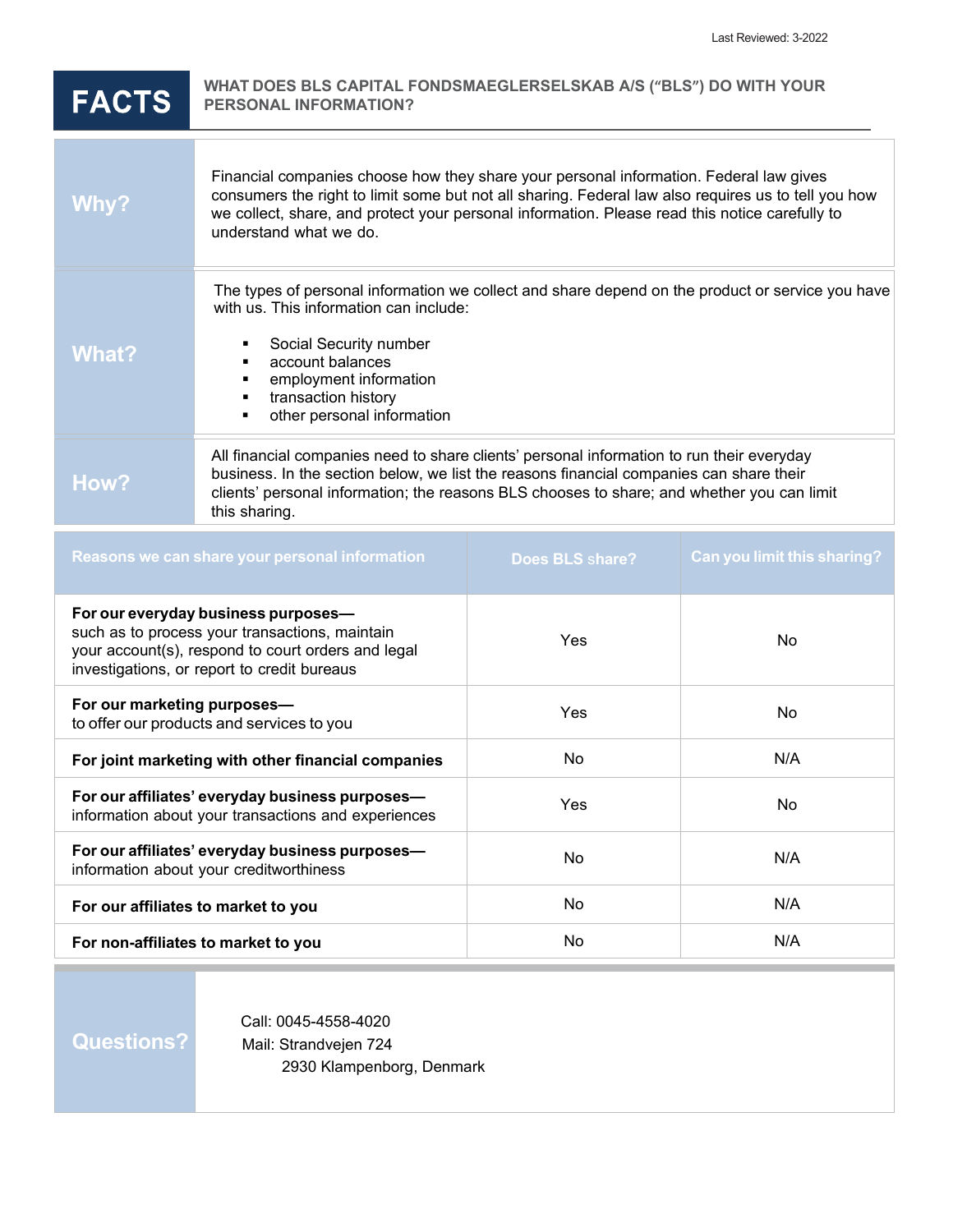Last Reviewed: 3-2022

# FACTS

## WHAT DOES BLS CAPITAL FONDSMAEGLERSELSKAB A/S ("BLS") DO WITH YOUR PERSONAL INFORMATION?

| | |
|---|---|
| **Why?** | Financial companies choose how they share your personal information. Federal law gives consumers the right to limit some but not all sharing. Federal law also requires us to tell you how we collect, share, and protect your personal information. Please read this notice carefully to understand what we do. |
| **What?** | The types of personal information we collect and share depend on the product or service you have with us. This information can include:<br>▪ Social Security number<br>▪ account balances<br>▪ employment information<br>▪ transaction history<br>▪ other personal information |
| **How?** | All financial companies need to share clients' personal information to run their everyday business. In the section below, we list the reasons financial companies can share their clients' personal information; the reasons BLS chooses to share; and whether you can limit this sharing. |

| Reasons we can share your personal information | Does BLS share? | Can you limit this sharing? |
|---|---|---|
| **For our everyday business purposes—** such as to process your transactions, maintain your account(s), respond to court orders and legal investigations, or report to credit bureaus | Yes | No |
| **For our marketing purposes—** to offer our products and services to you | Yes | No |
| **For joint marketing with other financial companies** | No | N/A |
| **For our affiliates' everyday business purposes—** information about your transactions and experiences | Yes | No |
| **For our affiliates' everyday business purposes—** information about your creditworthiness | No | N/A |
| **For our affiliates to market to you** | No | N/A |
| **For non-affiliates to market to you** | No | N/A |

| | |
|---|---|
| **Questions?** | Call: 0045-4558-4020<br>Mail: Strandvejen 724<br>2930 Klampenborg, Denmark |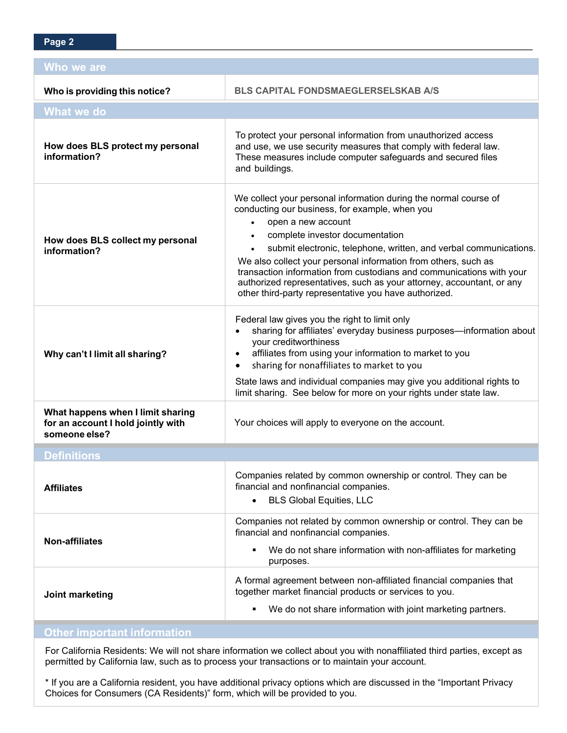## Who we are

| | |
|---|---|
| **Who is providing this notice?** | **BLS CAPITAL FONDSMAEGLERSELSKAB A/S** |

## What we do

| | |
|---|---|
| **How does BLS protect my personal information?** | To protect your personal information from unauthorized access and use, we use security measures that comply with federal law. These measures include computer safeguards and secured files and buildings. |
| **How does BLS collect my personal information?** | We collect your personal information during the normal course of conducting our business, for example, when you<br>• open a new account<br>• complete investor documentation<br>• submit electronic, telephone, written, and verbal communications.<br>We also collect your personal information from others, such as transaction information from custodians and communications with your authorized representatives, such as your attorney, accountant, or any other third-party representative you have authorized. |
| **Why can't I limit all sharing?** | Federal law gives you the right to limit only<br>• sharing for affiliates' everyday business purposes—information about your creditworthiness<br>• affiliates from using your information to market to you<br>• sharing for nonaffiliates to market to you<br>State laws and individual companies may give you additional rights to limit sharing. See below for more on your rights under state law. |
| **What happens when I limit sharing for an account I hold jointly with someone else?** | Your choices will apply to everyone on the account. |

## Definitions

| | |
|---|---|
| **Affiliates** | Companies related by common ownership or control. They can be financial and nonfinancial companies.<br>• BLS Global Equities, LLC |
| **Non-affiliates** | Companies not related by common ownership or control. They can be financial and nonfinancial companies.<br>▪ We do not share information with non-affiliates for marketing purposes. |
| **Joint marketing** | A formal agreement between non-affiliated financial companies that together market financial products or services to you.<br>▪ We do not share information with joint marketing partners. |

## Other important information

For California Residents: We will not share information we collect about you with nonaffiliated third parties, except as permitted by California law, such as to process your transactions or to maintain your account.

* If you are a California resident, you have additional privacy options which are discussed in the "Important Privacy Choices for Consumers (CA Residents)" form, which will be provided to you.